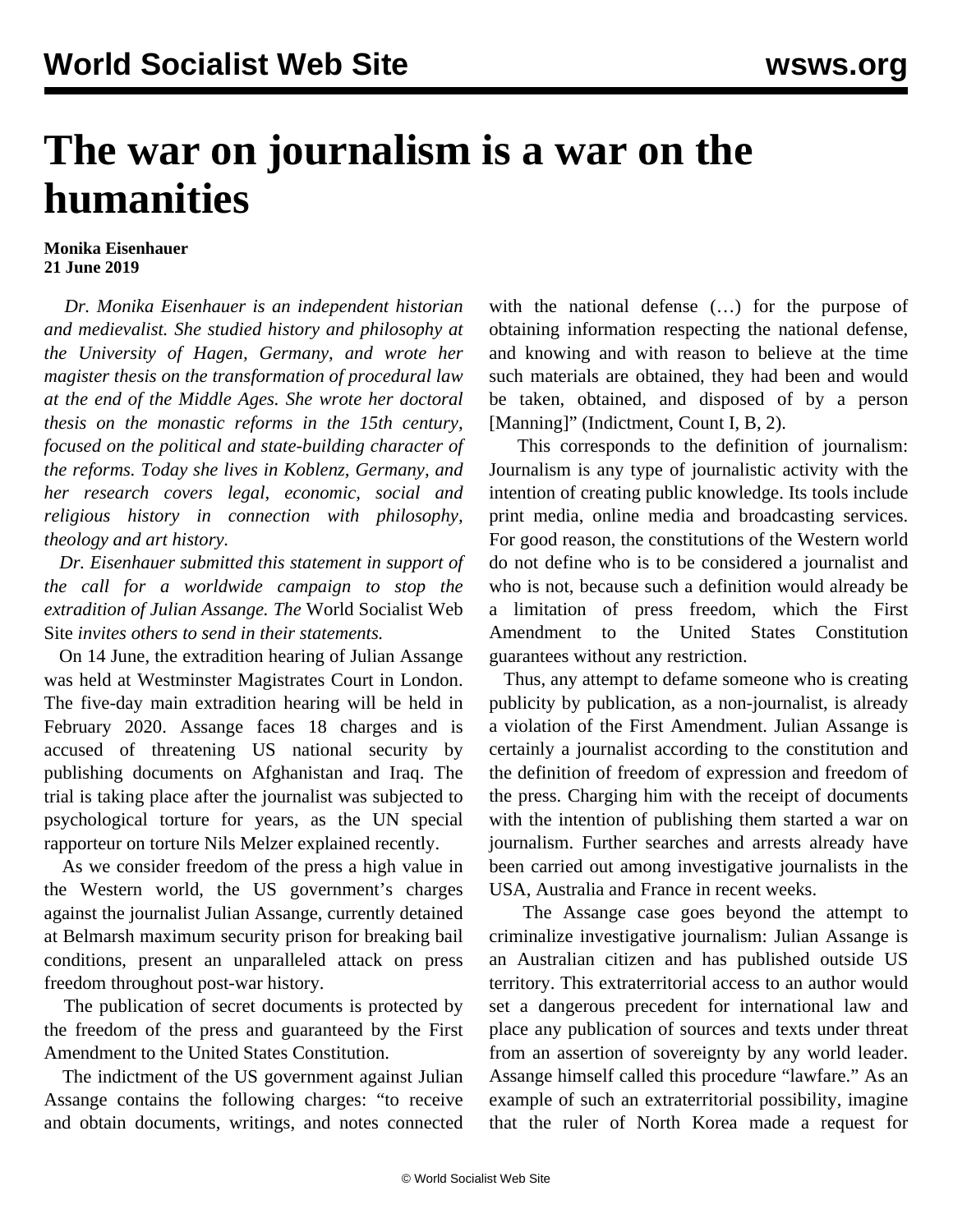# The war on journalism is a war on the humanities

**Monika Eisenhauer**
**21 June 2019**

*Dr. Monika Eisenhauer is an independent historian and medievalist. She studied history and philosophy at the University of Hagen, Germany, and wrote her magister thesis on the transformation of procedural law at the end of the Middle Ages. She wrote her doctoral thesis on the monastic reforms in the 15th century, focused on the political and state-building character of the reforms. Today she lives in Koblenz, Germany, and her research covers legal, economic, social and religious history in connection with philosophy, theology and art history.*

*Dr. Eisenhauer submitted this statement in support of the call for a worldwide campaign to stop the extradition of Julian Assange. The* World Socialist Web Site *invites others to send in their statements.*

On 14 June, the extradition hearing of Julian Assange was held at Westminster Magistrates Court in London. The five-day main extradition hearing will be held in February 2020. Assange faces 18 charges and is accused of threatening US national security by publishing documents on Afghanistan and Iraq. The trial is taking place after the journalist was subjected to psychological torture for years, as the UN special rapporteur on torture Nils Melzer explained recently.

As we consider freedom of the press a high value in the Western world, the US government's charges against the journalist Julian Assange, currently detained at Belmarsh maximum security prison for breaking bail conditions, present an unparalleled attack on press freedom throughout post-war history.

The publication of secret documents is protected by the freedom of the press and guaranteed by the First Amendment to the United States Constitution.

The indictment of the US government against Julian Assange contains the following charges: "to receive and obtain documents, writings, and notes connected with the national defense (…) for the purpose of obtaining information respecting the national defense, and knowing and with reason to believe at the time such materials are obtained, they had been and would be taken, obtained, and disposed of by a person [Manning]" (Indictment, Count I, B, 2).

This corresponds to the definition of journalism: Journalism is any type of journalistic activity with the intention of creating public knowledge. Its tools include print media, online media and broadcasting services. For good reason, the constitutions of the Western world do not define who is to be considered a journalist and who is not, because such a definition would already be a limitation of press freedom, which the First Amendment to the United States Constitution guarantees without any restriction.

Thus, any attempt to defame someone who is creating publicity by publication, as a non-journalist, is already a violation of the First Amendment. Julian Assange is certainly a journalist according to the constitution and the definition of freedom of expression and freedom of the press. Charging him with the receipt of documents with the intention of publishing them started a war on journalism. Further searches and arrests already have been carried out among investigative journalists in the USA, Australia and France in recent weeks.

The Assange case goes beyond the attempt to criminalize investigative journalism: Julian Assange is an Australian citizen and has published outside US territory. This extraterritorial access to an author would set a dangerous precedent for international law and place any publication of sources and texts under threat from an assertion of sovereignty by any world leader. Assange himself called this procedure "lawfare." As an example of such an extraterritorial possibility, imagine that the ruler of North Korea made a request for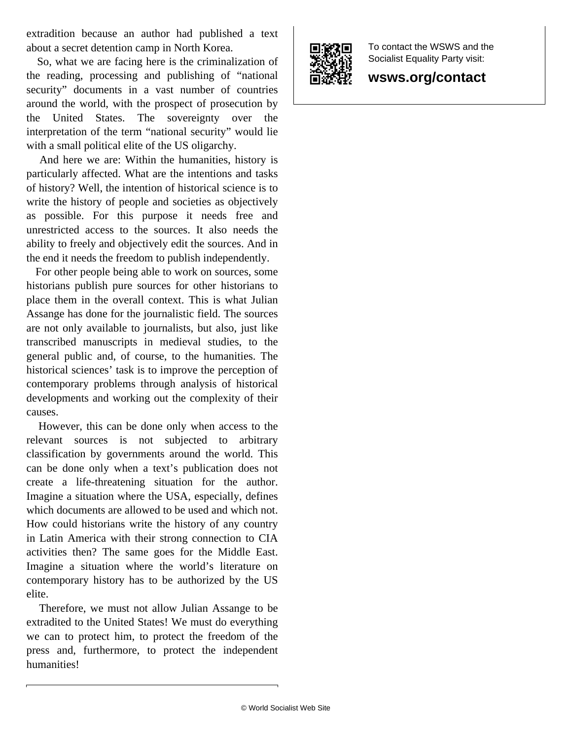extradition because an author had published a text about a secret detention camp in North Korea.

So, what we are facing here is the criminalization of the reading, processing and publishing of “national security” documents in a vast number of countries around the world, with the prospect of prosecution by the United States. The sovereignty over the interpretation of the term “national security” would lie with a small political elite of the US oligarchy.

And here we are: Within the humanities, history is particularly affected. What are the intentions and tasks of history? Well, the intention of historical science is to write the history of people and societies as objectively as possible. For this purpose it needs free and unrestricted access to the sources. It also needs the ability to freely and objectively edit the sources. And in the end it needs the freedom to publish independently.

For other people being able to work on sources, some historians publish pure sources for other historians to place them in the overall context. This is what Julian Assange has done for the journalistic field. The sources are not only available to journalists, but also, just like transcribed manuscripts in medieval studies, to the general public and, of course, to the humanities. The historical sciences’ task is to improve the perception of contemporary problems through analysis of historical developments and working out the complexity of their causes.

However, this can be done only when access to the relevant sources is not subjected to arbitrary classification by governments around the world. This can be done only when a text’s publication does not create a life-threatening situation for the author. Imagine a situation where the USA, especially, defines which documents are allowed to be used and which not. How could historians write the history of any country in Latin America with their strong connection to CIA activities then? The same goes for the Middle East. Imagine a situation where the world’s literature on contemporary history has to be authorized by the US elite.

Therefore, we must not allow Julian Assange to be extradited to the United States! We must do everything we can to protect him, to protect the freedom of the press and, furthermore, to protect the independent humanities!

To contact the WSWS and the Socialist Equality Party visit:

**wsws.org/contact**